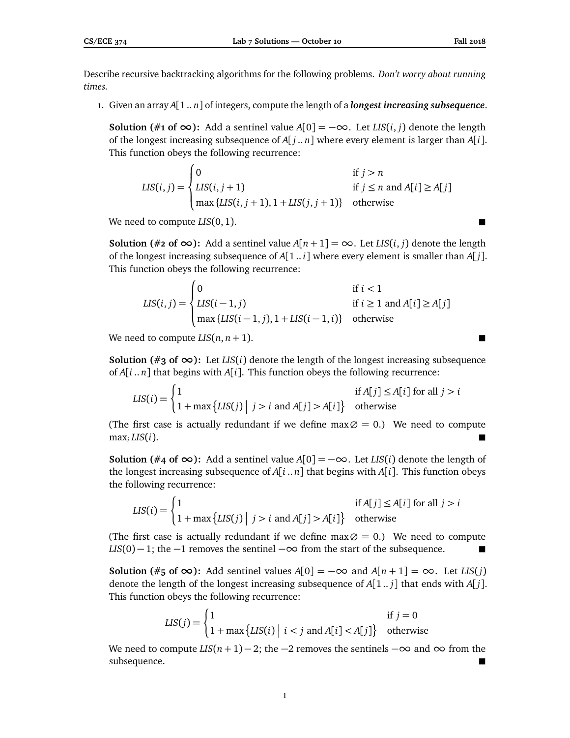Describe recursive backtracking algorithms for the following problems. *Don't worry about running times.*

1. Given an array $A[1..n]$ of integers, compute the length of a ***longest increasing subsequence***.

   **Solution (#1 of ∞):** Add a sentinel value $A[0] = -\infty$. Let $LIS(i, j)$ denote the length of the longest increasing subsequence of $A[j..n]$ where every element is larger than $A[i]$. This function obeys the following recurrence:

   $$LIS(i,j) = \begin{cases} 0 & \text{if } j > n \\ LIS(i, j+1) & \text{if } j \leq n \text{ and } A[i] \geq A[j] \\ \max\{LIS(i, j+1), 1 + LIS(j, j+1)\} & \text{otherwise} \end{cases}$$

   We need to compute $LIS(0, 1)$. ■

   **Solution (#2 of ∞):** Add a sentinel value $A[n+1] = \infty$. Let $LIS(i, j)$ denote the length of the longest increasing subsequence of $A[1..i]$ where every element is smaller than $A[j]$. This function obeys the following recurrence:

   $$LIS(i,j) = \begin{cases} 0 & \text{if } i < 1 \\ LIS(i-1, j) & \text{if } i \geq 1 \text{ and } A[i] \geq A[j] \\ \max\{LIS(i-1, j), 1 + LIS(i-1, i)\} & \text{otherwise} \end{cases}$$

   We need to compute $LIS(n, n+1)$. ■

   **Solution (#3 of ∞):** Let $LIS(i)$ denote the length of the longest increasing subsequence of $A[i..n]$ that begins with $A[i]$. This function obeys the following recurrence:

   $$LIS(i) = \begin{cases} 1 & \text{if } A[j] \leq A[i] \text{ for all } j > i \\ 1 + \max\left\{LIS(j) \mid j > i \text{ and } A[j] > A[i]\right\} & \text{otherwise} \end{cases}$$

   (The first case is actually redundant if we define $\max\varnothing = 0$.) We need to compute $\max_i LIS(i)$. ■

   **Solution (#4 of ∞):** Add a sentinel value $A[0] = -\infty$. Let $LIS(i)$ denote the length of the longest increasing subsequence of $A[i..n]$ that begins with $A[i]$. This function obeys the following recurrence:

   $$LIS(i) = \begin{cases} 1 & \text{if } A[j] \leq A[i] \text{ for all } j > i \\ 1 + \max\left\{LIS(j) \mid j > i \text{ and } A[j] > A[i]\right\} & \text{otherwise} \end{cases}$$

   (The first case is actually redundant if we define $\max\varnothing = 0$.) We need to compute $LIS(0) - 1$; the $-1$ removes the sentinel $-\infty$ from the start of the subsequence. ■

   **Solution (#5 of ∞):** Add sentinel values $A[0] = -\infty$ and $A[n+1] = \infty$. Let $LIS(j)$ denote the length of the longest increasing subsequence of $A[1..j]$ that ends with $A[j]$. This function obeys the following recurrence:

   $$LIS(j) = \begin{cases} 1 & \text{if } j = 0 \\ 1 + \max\left\{LIS(i) \mid i < j \text{ and } A[i] < A[j]\right\} & \text{otherwise} \end{cases}$$

   We need to compute $LIS(n+1) - 2$; the $-2$ removes the sentinels $-\infty$ and $\infty$ from the subsequence. ■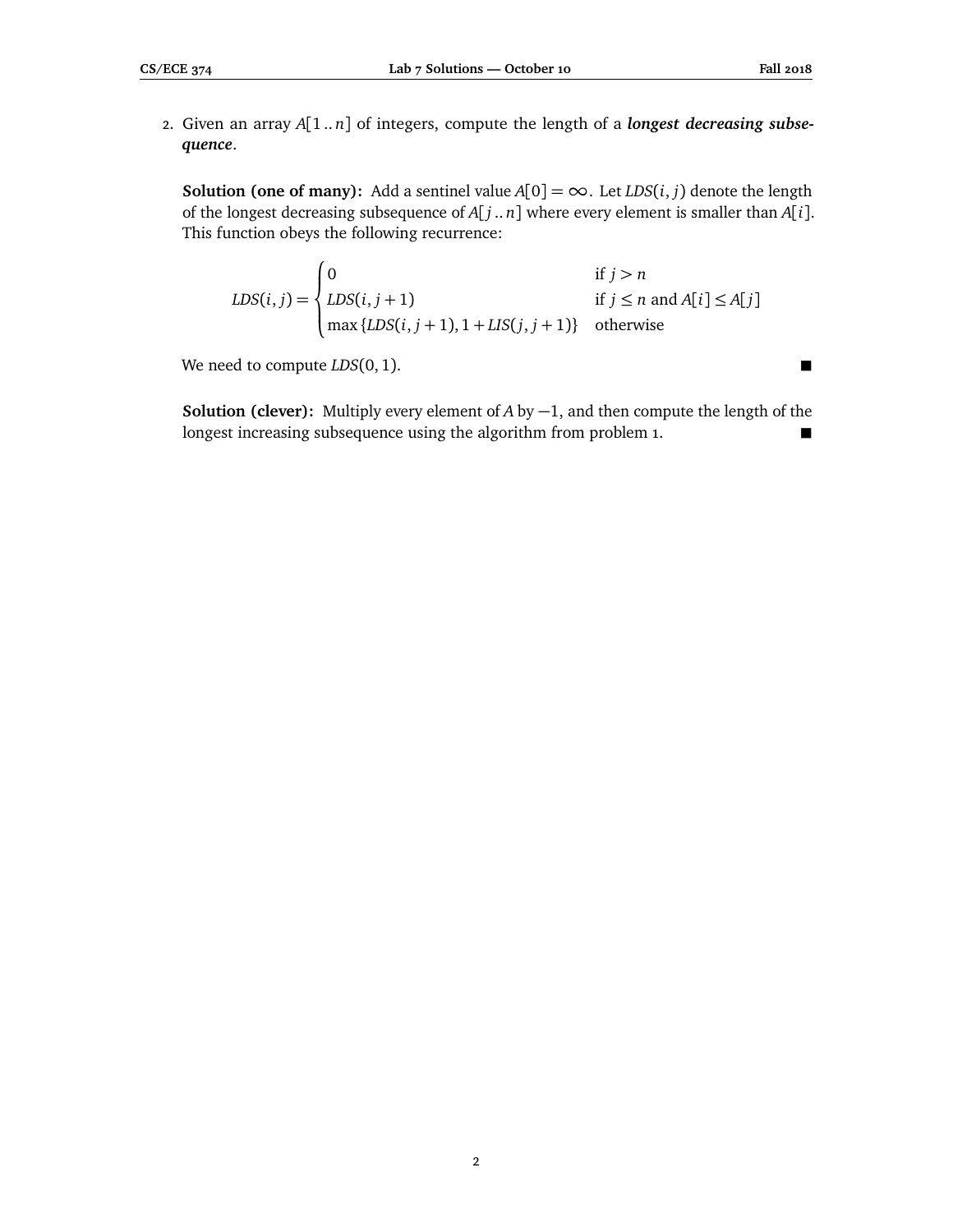2. Given an array $A[1..n]$ of integers, compute the length of a ***longest decreasing subsequence***.

**Solution (one of many):** Add a sentinel value $A[0] = \infty$. Let $LDS(i, j)$ denote the length of the longest decreasing subsequence of $A[j..n]$ where every element is smaller than $A[i]$. This function obeys the following recurrence:

$$LDS(i,j) = \begin{cases} 0 & \text{if } j > n \\ LDS(i, j+1) & \text{if } j \leq n \text{ and } A[i] \leq A[j] \\ \max\{LDS(i, j+1), 1 + LIS(j, j+1)\} & \text{otherwise} \end{cases}$$

We need to compute $LDS(0, 1)$. ■

**Solution (clever):** Multiply every element of $A$ by $-1$, and then compute the length of the longest increasing subsequence using the algorithm from problem 1. ■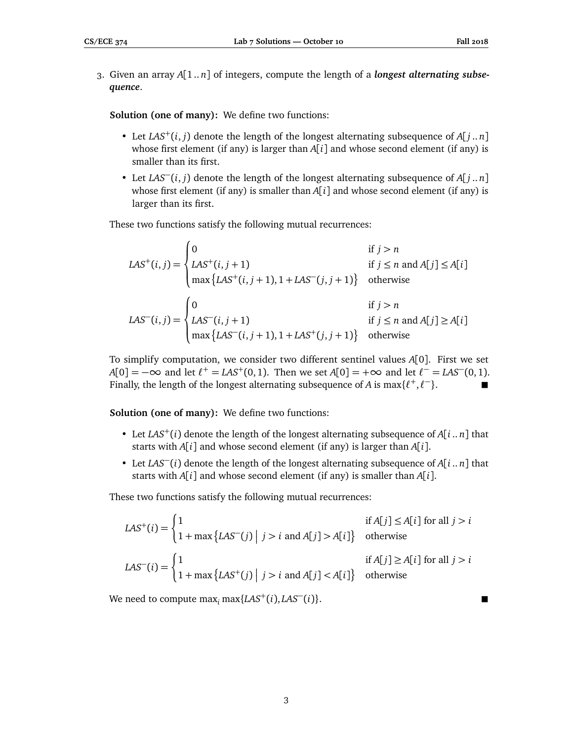3. Given an array $A[1..n]$ of integers, compute the length of a ***longest alternating subsequence***.

**Solution (one of many):** We define two functions:

- Let $LAS^+(i, j)$ denote the length of the longest alternating subsequence of $A[j..n]$ whose first element (if any) is larger than $A[i]$ and whose second element (if any) is smaller than its first.
- Let $LAS^-(i, j)$ denote the length of the longest alternating subsequence of $A[j..n]$ whose first element (if any) is smaller than $A[i]$ and whose second element (if any) is larger than its first.

These two functions satisfy the following mutual recurrences:

$$LAS^+(i,j) = \begin{cases} 0 & \text{if } j > n \\ LAS^+(i, j+1) & \text{if } j \leq n \text{ and } A[j] \leq A[i] \\ \max\left\{LAS^+(i, j+1), 1 + LAS^-(j, j+1)\right\} & \text{otherwise} \end{cases}$$

$$LAS^-(i,j) = \begin{cases} 0 & \text{if } j > n \\ LAS^-(i, j+1) & \text{if } j \leq n \text{ and } A[j] \geq A[i] \\ \max\left\{LAS^-(i, j+1), 1 + LAS^+(j, j+1)\right\} & \text{otherwise} \end{cases}$$

To simplify computation, we consider two different sentinel values $A[0]$. First we set $A[0] = -\infty$ and let $\ell^+ = LAS^+(0, 1)$. Then we set $A[0] = +\infty$ and let $\ell^- = LAS^-(0, 1)$. Finally, the length of the longest alternating subsequence of $A$ is $\max\{\ell^+, \ell^-\}$. ■

**Solution (one of many):** We define two functions:

- Let $LAS^+(i)$ denote the length of the longest alternating subsequence of $A[i..n]$ that starts with $A[i]$ and whose second element (if any) is larger than $A[i]$.
- Let $LAS^-(i)$ denote the length of the longest alternating subsequence of $A[i..n]$ that starts with $A[i]$ and whose second element (if any) is smaller than $A[i]$.

These two functions satisfy the following mutual recurrences:

$$LAS^+(i) = \begin{cases} 1 & \text{if } A[j] \leq A[i] \text{ for all } j > i \\ 1 + \max\left\{LAS^-(j) \;\middle|\; j > i \text{ and } A[j] > A[i]\right\} & \text{otherwise} \end{cases}$$

$$LAS^-(i) = \begin{cases} 1 & \text{if } A[j] \geq A[i] \text{ for all } j > i \\ 1 + \max\left\{LAS^+(j) \;\middle|\; j > i \text{ and } A[j] < A[i]\right\} & \text{otherwise} \end{cases}$$

We need to compute $\max_i \max\{LAS^+(i), LAS^-(i)\}$. ■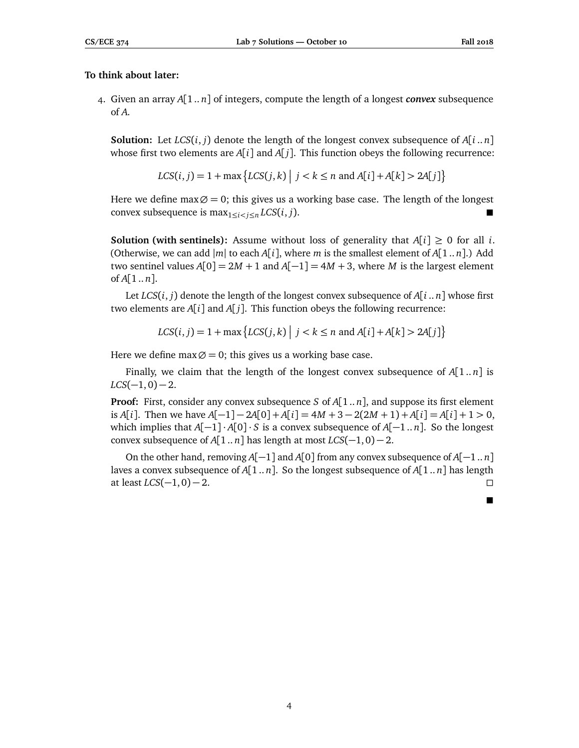**To think about later:**

4. Given an array $A[1..n]$ of integers, compute the length of a longest ***convex*** subsequence of $A$.

   **Solution:** Let $LCS(i, j)$ denote the length of the longest convex subsequence of $A[i..n]$ whose first two elements are $A[i]$ and $A[j]$. This function obeys the following recurrence:

   $$LCS(i, j) = 1 + \max\left\{LCS(j, k) \;\middle|\; j < k \leq n \text{ and } A[i] + A[k] > 2A[j]\right\}$$

   Here we define $\max \varnothing = 0$; this gives us a working base case. The length of the longest convex subsequence is $\max_{1 \leq i < j \leq n} LCS(i, j)$. ■

   **Solution (with sentinels):** Assume without loss of generality that $A[i] \geq 0$ for all $i$. (Otherwise, we can add $|m|$ to each $A[i]$, where $m$ is the smallest element of $A[1..n]$.) Add two sentinel values $A[0] = 2M + 1$ and $A[-1] = 4M + 3$, where $M$ is the largest element of $A[1..n]$.

   Let $LCS(i, j)$ denote the length of the longest convex subsequence of $A[i..n]$ whose first two elements are $A[i]$ and $A[j]$. This function obeys the following recurrence:

   $$LCS(i, j) = 1 + \max\left\{LCS(j, k) \;\middle|\; j < k \leq n \text{ and } A[i] + A[k] > 2A[j]\right\}$$

   Here we define $\max \varnothing = 0$; this gives us a working base case.

   Finally, we claim that the length of the longest convex subsequence of $A[1..n]$ is $LCS(-1, 0) - 2$.

   **Proof:** First, consider any convex subsequence $S$ of $A[1..n]$, and suppose its first element is $A[i]$. Then we have $A[-1] - 2A[0] + A[i] = 4M + 3 - 2(2M + 1) + A[i] = A[i] + 1 > 0$, which implies that $A[-1] \cdot A[0] \cdot S$ is a convex subsequence of $A[-1..n]$. So the longest convex subsequence of $A[1..n]$ has length at most $LCS(-1, 0) - 2$.

   On the other hand, removing $A[-1]$ and $A[0]$ from any convex subsequence of $A[-1..n]$ laves a convex subsequence of $A[1..n]$. So the longest subsequence of $A[1..n]$ has length at least $LCS(-1, 0) - 2$. □

   ■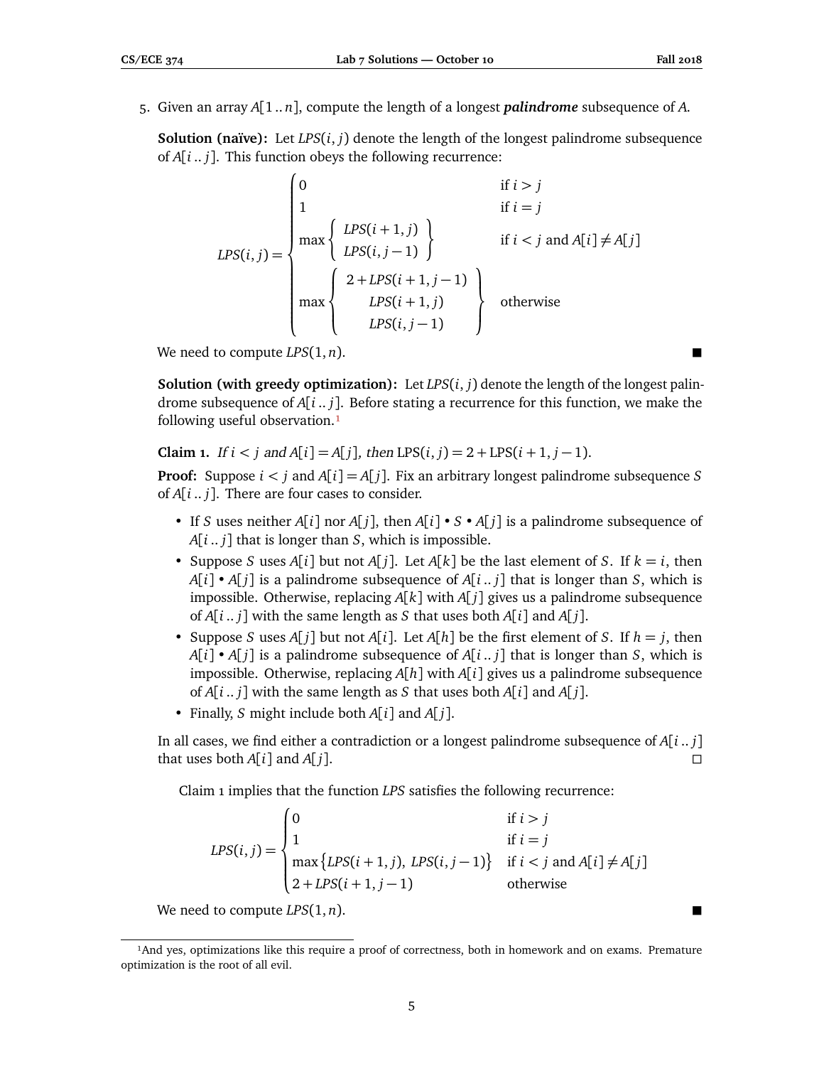5. Given an array $A[1\,..\,n]$, compute the length of a longest ***palindrome*** subsequence of $A$.

   **Solution (naïve):** Let $LPS(i, j)$ denote the length of the longest palindrome subsequence of $A[i\,..\,j]$. This function obeys the following recurrence:

$$
LPS(i,j) = \begin{cases} 0 & \text{if } i > j \\ 1 & \text{if } i = j \\ \max\left\{ \begin{array}{c} LPS(i+1,j) \\ LPS(i,j-1) \end{array} \right\} & \text{if } i < j \text{ and } A[i] \neq A[j] \\ \max\left\{ \begin{array}{c} 2 + LPS(i+1,j-1) \\ LPS(i+1,j) \\ LPS(i,j-1) \end{array} \right\} & \text{otherwise} \end{cases}
$$

   We need to compute $LPS(1, n)$. ■

   **Solution (with greedy optimization):** Let $LPS(i, j)$ denote the length of the longest palindrome subsequence of $A[i\,..\,j]$. Before stating a recurrence for this function, we make the following useful observation.[1]

   **Claim 1.** *If $i < j$ and $A[i] = A[j]$, then* $\text{LPS}(i, j) = 2 + \text{LPS}(i + 1, j - 1)$.

   **Proof:** Suppose $i < j$ and $A[i] = A[j]$. Fix an arbitrary longest palindrome subsequence $S$ of $A[i\,..\,j]$. There are four cases to consider.

   - If $S$ uses neither $A[i]$ nor $A[j]$, then $A[i] \bullet S \bullet A[j]$ is a palindrome subsequence of $A[i\,..\,j]$ that is longer than $S$, which is impossible.
   - Suppose $S$ uses $A[i]$ but not $A[j]$. Let $A[k]$ be the last element of $S$. If $k = i$, then $A[i] \bullet A[j]$ is a palindrome subsequence of $A[i\,..\,j]$ that is longer than $S$, which is impossible. Otherwise, replacing $A[k]$ with $A[j]$ gives us a palindrome subsequence of $A[i\,..\,j]$ with the same length as $S$ that uses both $A[i]$ and $A[j]$.
   - Suppose $S$ uses $A[j]$ but not $A[i]$. Let $A[h]$ be the first element of $S$. If $h = j$, then $A[i] \bullet A[j]$ is a palindrome subsequence of $A[i\,..\,j]$ that is longer than $S$, which is impossible. Otherwise, replacing $A[h]$ with $A[i]$ gives us a palindrome subsequence of $A[i\,..\,j]$ with the same length as $S$ that uses both $A[i]$ and $A[j]$.
   - Finally, $S$ might include both $A[i]$ and $A[j]$.

   In all cases, we find either a contradiction or a longest palindrome subsequence of $A[i\,..\,j]$ that uses both $A[i]$ and $A[j]$. □

   Claim 1 implies that the function $LPS$ satisfies the following recurrence:

$$
LPS(i,j) = \begin{cases} 0 & \text{if } i > j \\ 1 & \text{if } i = j \\ \max\big\{LPS(i+1,j),\ LPS(i,j-1)\big\} & \text{if } i < j \text{ and } A[i] \neq A[j] \\ 2 + LPS(i+1,j-1) & \text{otherwise} \end{cases}
$$

   We need to compute $LPS(1, n)$. ■

[1] And yes, optimizations like this require a proof of correctness, both in homework and on exams. Premature optimization is the root of all evil.